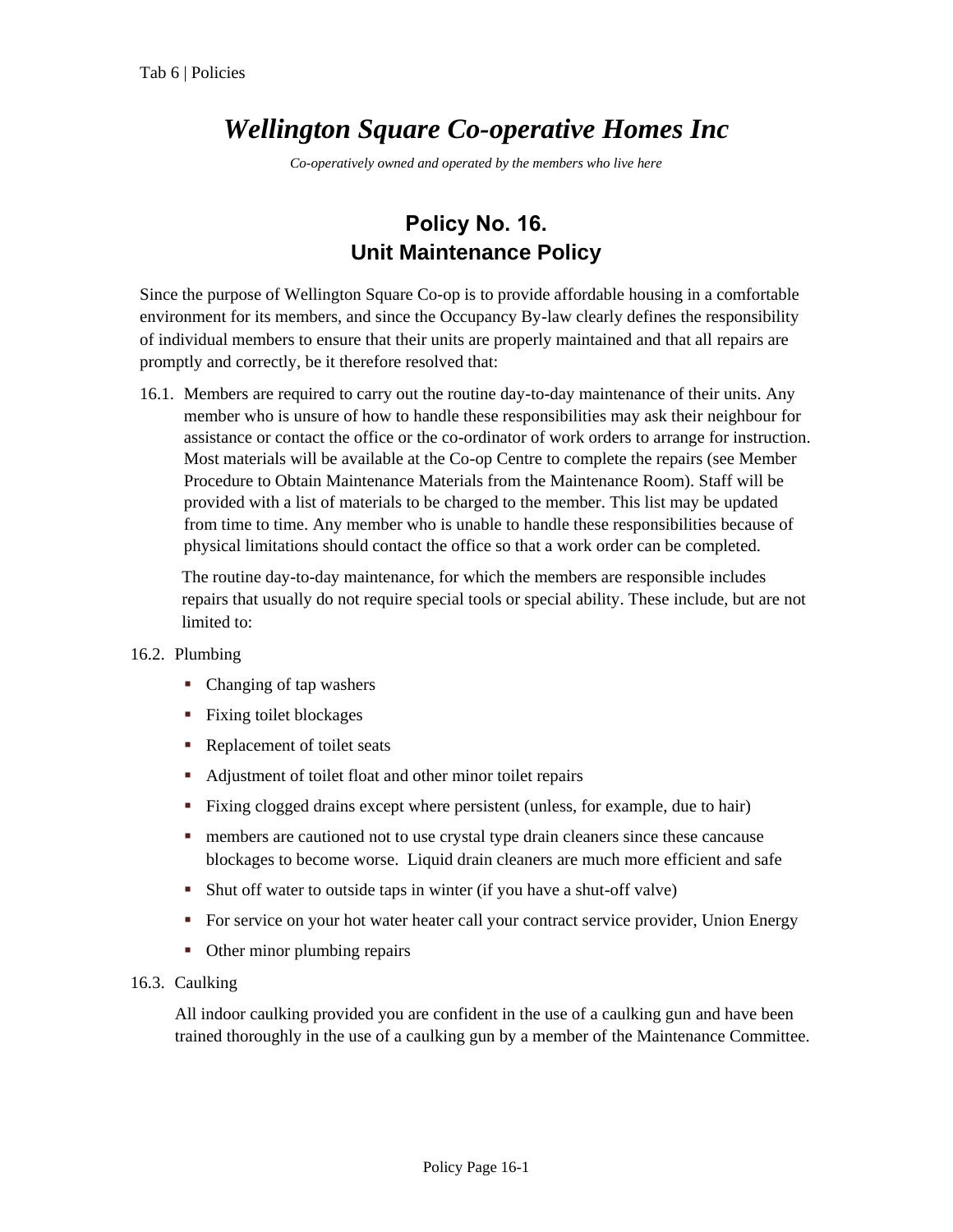# *Wellington Square Co-operative Homes Inc*

*Co-operatively owned and operated by the members who live here*

## Policy No. 16.
## Unit Maintenance Policy

Since the purpose of Wellington Square Co-op is to provide affordable housing in a comfortable environment for its members, and since the Occupancy By-law clearly defines the responsibility of individual members to ensure that their units are properly maintained and that all repairs are promptly and correctly, be it therefore resolved that:

16.1. Members are required to carry out the routine day-to-day maintenance of their units. Any member who is unsure of how to handle these responsibilities may ask their neighbour for assistance or contact the office or the co-ordinator of work orders to arrange for instruction. Most materials will be available at the Co-op Centre to complete the repairs (see Member Procedure to Obtain Maintenance Materials from the Maintenance Room). Staff will be provided with a list of materials to be charged to the member. This list may be updated from time to time. Any member who is unable to handle these responsibilities because of physical limitations should contact the office so that a work order can be completed.

The routine day-to-day maintenance, for which the members are responsible includes repairs that usually do not require special tools or special ability. These include, but are not limited to:

16.2. Plumbing

- Changing of tap washers
- Fixing toilet blockages
- Replacement of toilet seats
- Adjustment of toilet float and other minor toilet repairs
- Fixing clogged drains except where persistent (unless, for example, due to hair)
- members are cautioned not to use crystal type drain cleaners since these cancause blockages to become worse.  Liquid drain cleaners are much more efficient and safe
- Shut off water to outside taps in winter (if you have a shut-off valve)
- For service on your hot water heater call your contract service provider, Union Energy
- Other minor plumbing repairs

16.3. Caulking

All indoor caulking provided you are confident in the use of a caulking gun and have been trained thoroughly in the use of a caulking gun by a member of the Maintenance Committee.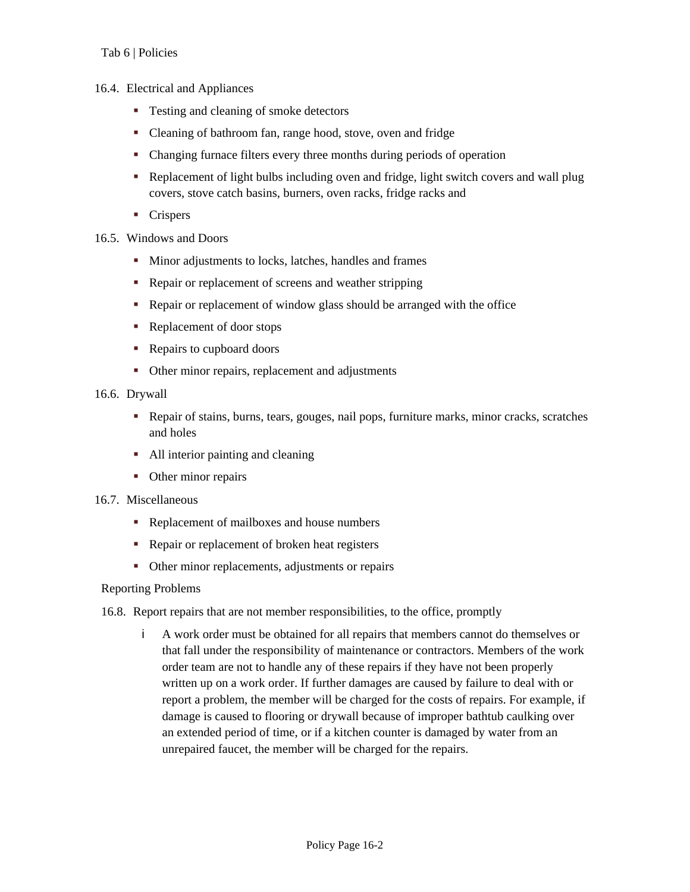16.4. Electrical and Appliances

- Testing and cleaning of smoke detectors
- Cleaning of bathroom fan, range hood, stove, oven and fridge
- Changing furnace filters every three months during periods of operation
- Replacement of light bulbs including oven and fridge, light switch covers and wall plug covers, stove catch basins, burners, oven racks, fridge racks and
- Crispers

16.5. Windows and Doors

- Minor adjustments to locks, latches, handles and frames
- Repair or replacement of screens and weather stripping
- Repair or replacement of window glass should be arranged with the office
- Replacement of door stops
- Repairs to cupboard doors
- Other minor repairs, replacement and adjustments

16.6. Drywall

- Repair of stains, burns, tears, gouges, nail pops, furniture marks, minor cracks, scratches and holes
- All interior painting and cleaning
- Other minor repairs

16.7. Miscellaneous

- Replacement of mailboxes and house numbers
- Repair or replacement of broken heat registers
- Other minor replacements, adjustments or repairs

Reporting Problems

16.8. Report repairs that are not member responsibilities, to the office, promptly

i A work order must be obtained for all repairs that members cannot do themselves or that fall under the responsibility of maintenance or contractors. Members of the work order team are not to handle any of these repairs if they have not been properly written up on a work order. If further damages are caused by failure to deal with or report a problem, the member will be charged for the costs of repairs. For example, if damage is caused to flooring or drywall because of improper bathtub caulking over an extended period of time, or if a kitchen counter is damaged by water from an unrepaired faucet, the member will be charged for the repairs.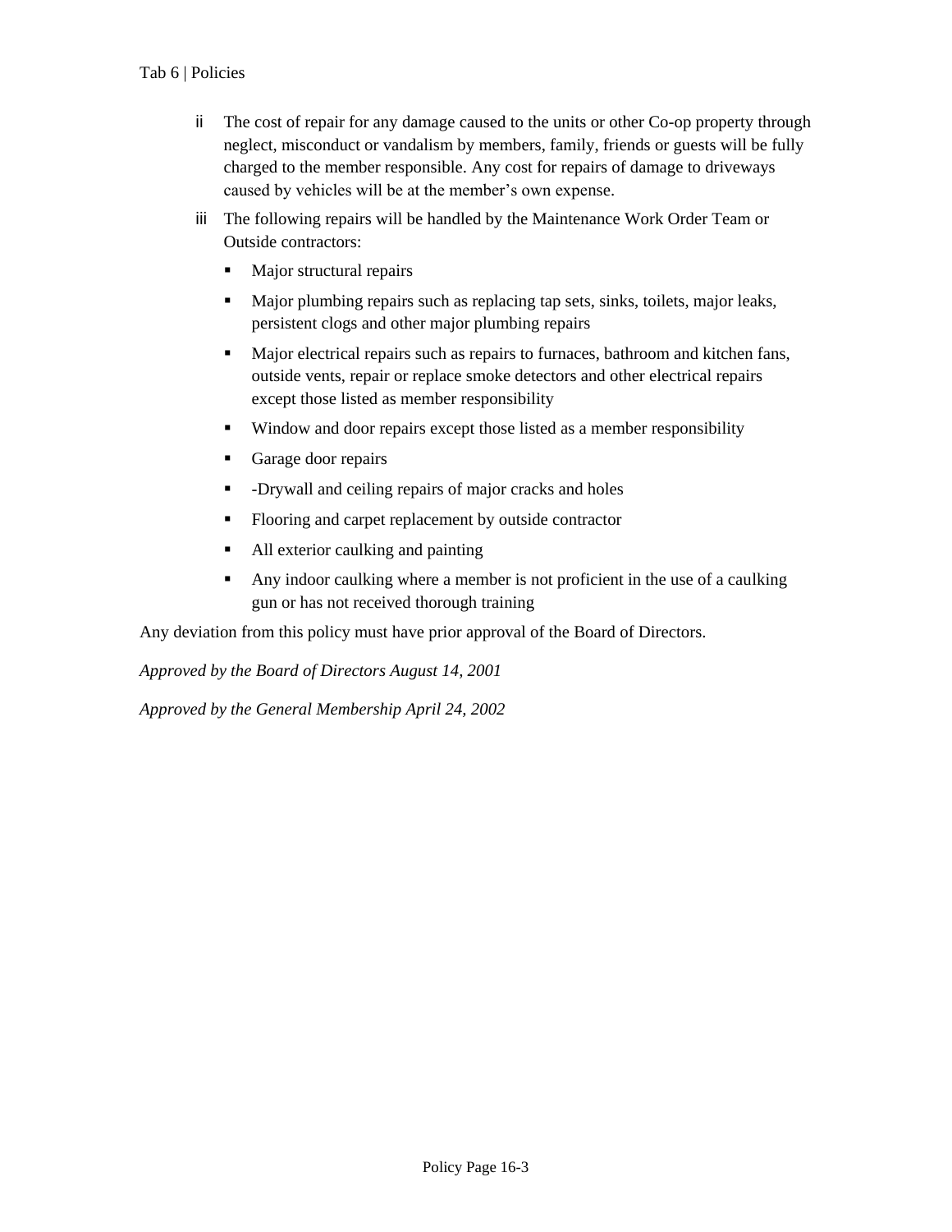ii The cost of repair for any damage caused to the units or other Co-op property through neglect, misconduct or vandalism by members, family, friends or guests will be fully charged to the member responsible. Any cost for repairs of damage to driveways caused by vehicles will be at the member's own expense.

iii The following repairs will be handled by the Maintenance Work Order Team or Outside contractors:

- Major structural repairs
- Major plumbing repairs such as replacing tap sets, sinks, toilets, major leaks, persistent clogs and other major plumbing repairs
- Major electrical repairs such as repairs to furnaces, bathroom and kitchen fans, outside vents, repair or replace smoke detectors and other electrical repairs except those listed as member responsibility
- Window and door repairs except those listed as a member responsibility
- Garage door repairs
- -Drywall and ceiling repairs of major cracks and holes
- Flooring and carpet replacement by outside contractor
- All exterior caulking and painting
- Any indoor caulking where a member is not proficient in the use of a caulking gun or has not received thorough training

Any deviation from this policy must have prior approval of the Board of Directors.

*Approved by the Board of Directors August 14, 2001*

*Approved by the General Membership April 24, 2002*